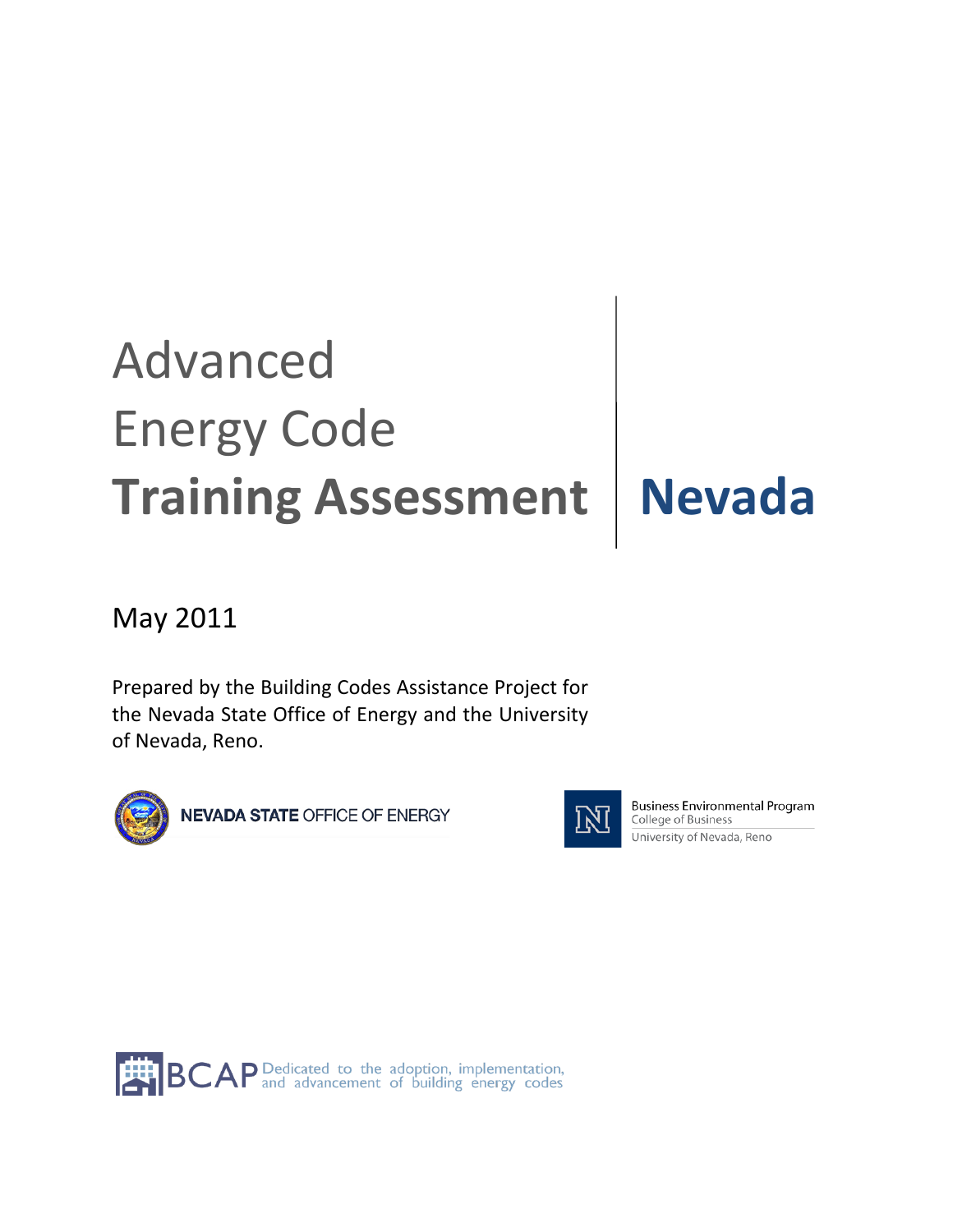# Advanced Energy Code **Training Assessment** | **Nevada**

May 2011

Prepared by the Building Codes Assistance Project for the Nevada State Office of Energy and the University of Nevada, Reno.

NEVADA STATE OFFICE OF ENERGY

Business Environmental Program
College of Business
University of Nevada, Reno

BCAP Dedicated to the adoption, implementation, and advancement of building energy codes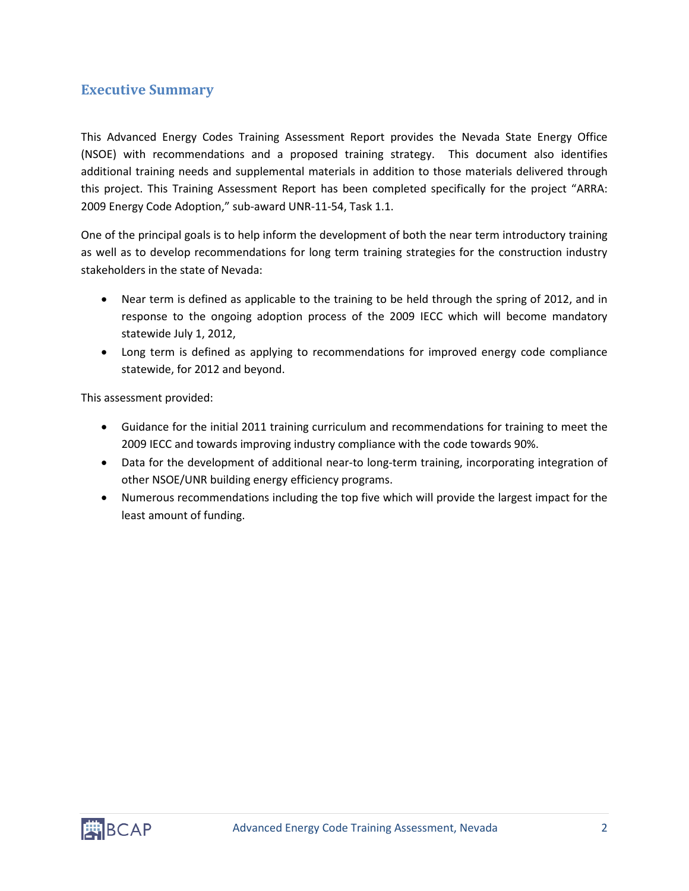## Executive Summary

This Advanced Energy Codes Training Assessment Report provides the Nevada State Energy Office (NSOE) with recommendations and a proposed training strategy. This document also identifies additional training needs and supplemental materials in addition to those materials delivered through this project. This Training Assessment Report has been completed specifically for the project "ARRA: 2009 Energy Code Adoption," sub-award UNR-11-54, Task 1.1.

One of the principal goals is to help inform the development of both the near term introductory training as well as to develop recommendations for long term training strategies for the construction industry stakeholders in the state of Nevada:

- Near term is defined as applicable to the training to be held through the spring of 2012, and in response to the ongoing adoption process of the 2009 IECC which will become mandatory statewide July 1, 2012,
- Long term is defined as applying to recommendations for improved energy code compliance statewide, for 2012 and beyond.

This assessment provided:

- Guidance for the initial 2011 training curriculum and recommendations for training to meet the 2009 IECC and towards improving industry compliance with the code towards 90%.
- Data for the development of additional near-to long-term training, incorporating integration of other NSOE/UNR building energy efficiency programs.
- Numerous recommendations including the top five which will provide the largest impact for the least amount of funding.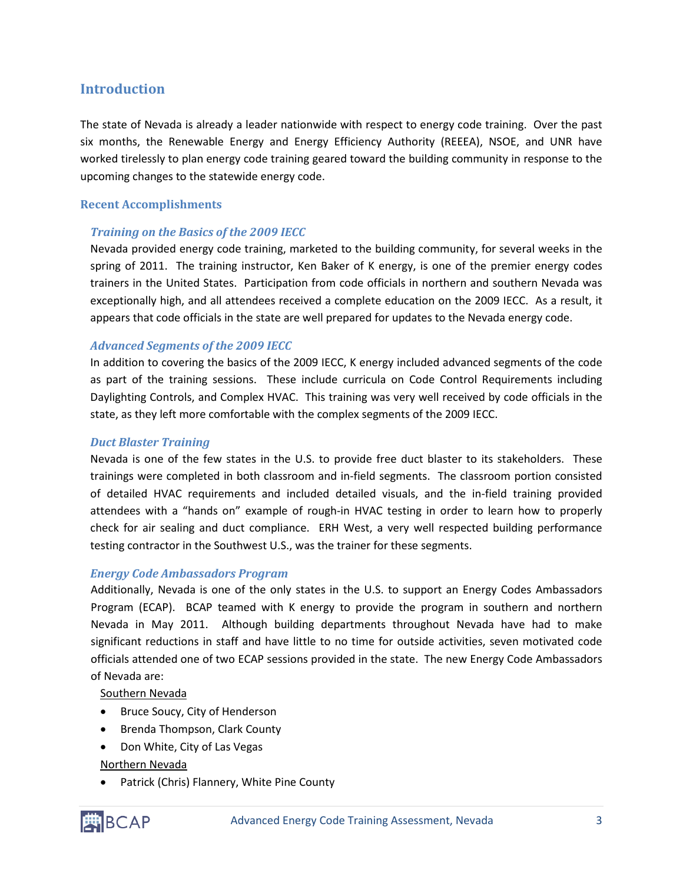## Introduction

The state of Nevada is already a leader nationwide with respect to energy code training. Over the past six months, the Renewable Energy and Energy Efficiency Authority (REEEA), NSOE, and UNR have worked tirelessly to plan energy code training geared toward the building community in response to the upcoming changes to the statewide energy code.

### Recent Accomplishments

#### *Training on the Basics of the 2009 IECC*

Nevada provided energy code training, marketed to the building community, for several weeks in the spring of 2011. The training instructor, Ken Baker of K energy, is one of the premier energy codes trainers in the United States. Participation from code officials in northern and southern Nevada was exceptionally high, and all attendees received a complete education on the 2009 IECC. As a result, it appears that code officials in the state are well prepared for updates to the Nevada energy code.

#### *Advanced Segments of the 2009 IECC*

In addition to covering the basics of the 2009 IECC, K energy included advanced segments of the code as part of the training sessions. These include curricula on Code Control Requirements including Daylighting Controls, and Complex HVAC. This training was very well received by code officials in the state, as they left more comfortable with the complex segments of the 2009 IECC.

#### *Duct Blaster Training*

Nevada is one of the few states in the U.S. to provide free duct blaster to its stakeholders. These trainings were completed in both classroom and in-field segments. The classroom portion consisted of detailed HVAC requirements and included detailed visuals, and the in-field training provided attendees with a "hands on" example of rough-in HVAC testing in order to learn how to properly check for air sealing and duct compliance. ERH West, a very well respected building performance testing contractor in the Southwest U.S., was the trainer for these segments.

#### *Energy Code Ambassadors Program*

Additionally, Nevada is one of the only states in the U.S. to support an Energy Codes Ambassadors Program (ECAP). BCAP teamed with K energy to provide the program in southern and northern Nevada in May 2011. Although building departments throughout Nevada have had to make significant reductions in staff and have little to no time for outside activities, seven motivated code officials attended one of two ECAP sessions provided in the state. The new Energy Code Ambassadors of Nevada are:

<u>Southern Nevada</u>

- Bruce Soucy, City of Henderson
- Brenda Thompson, Clark County
- Don White, City of Las Vegas

<u>Northern Nevada</u>

- Patrick (Chris) Flannery, White Pine County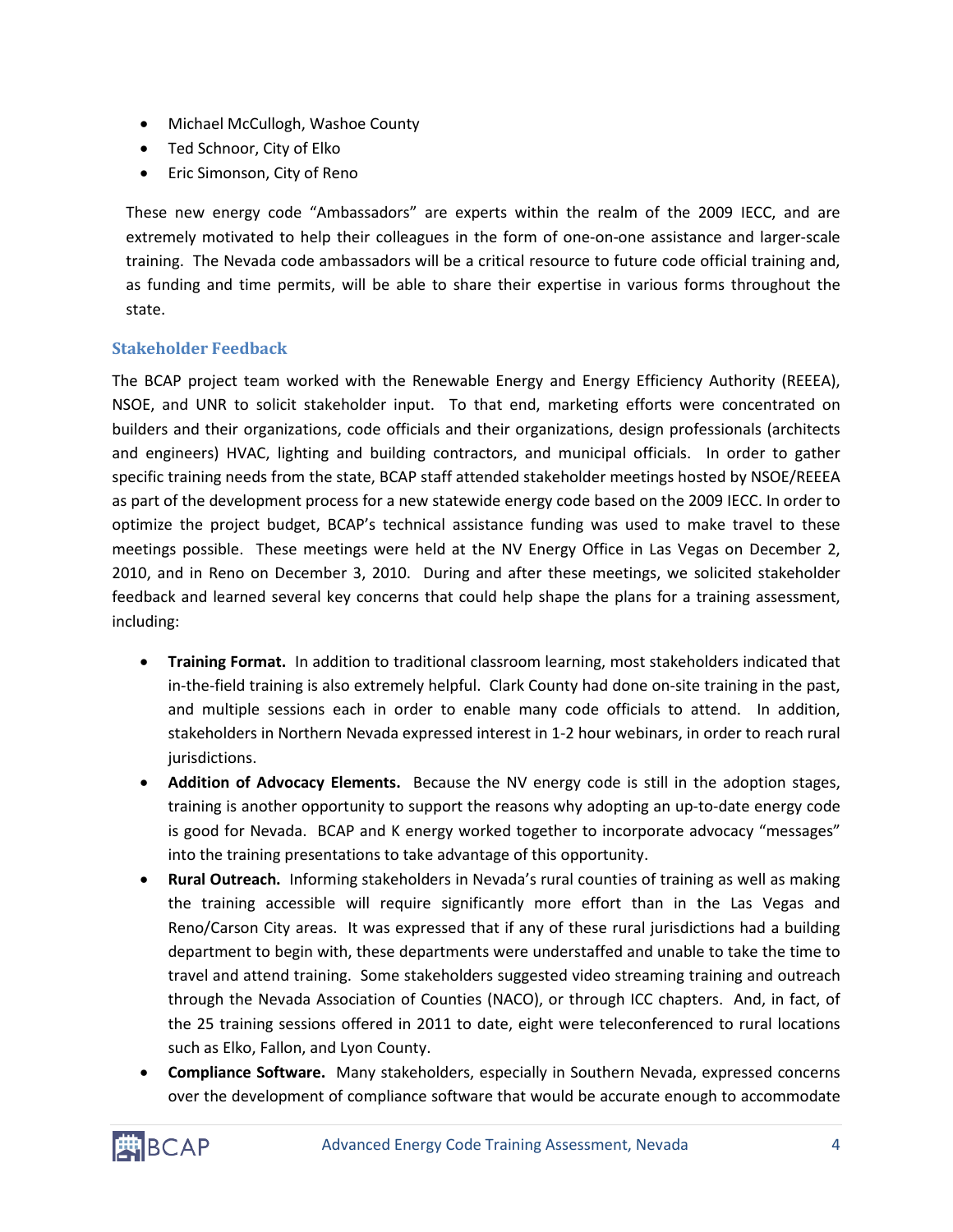- Michael McCullogh, Washoe County
- Ted Schnoor, City of Elko
- Eric Simonson, City of Reno

These new energy code "Ambassadors" are experts within the realm of the 2009 IECC, and are extremely motivated to help their colleagues in the form of one-on-one assistance and larger-scale training. The Nevada code ambassadors will be a critical resource to future code official training and, as funding and time permits, will be able to share their expertise in various forms throughout the state.

### Stakeholder Feedback

The BCAP project team worked with the Renewable Energy and Energy Efficiency Authority (REEEA), NSOE, and UNR to solicit stakeholder input. To that end, marketing efforts were concentrated on builders and their organizations, code officials and their organizations, design professionals (architects and engineers) HVAC, lighting and building contractors, and municipal officials. In order to gather specific training needs from the state, BCAP staff attended stakeholder meetings hosted by NSOE/REEEA as part of the development process for a new statewide energy code based on the 2009 IECC. In order to optimize the project budget, BCAP's technical assistance funding was used to make travel to these meetings possible. These meetings were held at the NV Energy Office in Las Vegas on December 2, 2010, and in Reno on December 3, 2010. During and after these meetings, we solicited stakeholder feedback and learned several key concerns that could help shape the plans for a training assessment, including:

- **Training Format.** In addition to traditional classroom learning, most stakeholders indicated that in-the-field training is also extremely helpful. Clark County had done on-site training in the past, and multiple sessions each in order to enable many code officials to attend. In addition, stakeholders in Northern Nevada expressed interest in 1-2 hour webinars, in order to reach rural jurisdictions.
- **Addition of Advocacy Elements.** Because the NV energy code is still in the adoption stages, training is another opportunity to support the reasons why adopting an up-to-date energy code is good for Nevada. BCAP and K energy worked together to incorporate advocacy "messages" into the training presentations to take advantage of this opportunity.
- **Rural Outreach.** Informing stakeholders in Nevada's rural counties of training as well as making the training accessible will require significantly more effort than in the Las Vegas and Reno/Carson City areas. It was expressed that if any of these rural jurisdictions had a building department to begin with, these departments were understaffed and unable to take the time to travel and attend training. Some stakeholders suggested video streaming training and outreach through the Nevada Association of Counties (NACO), or through ICC chapters. And, in fact, of the 25 training sessions offered in 2011 to date, eight were teleconferenced to rural locations such as Elko, Fallon, and Lyon County.
- **Compliance Software.** Many stakeholders, especially in Southern Nevada, expressed concerns over the development of compliance software that would be accurate enough to accommodate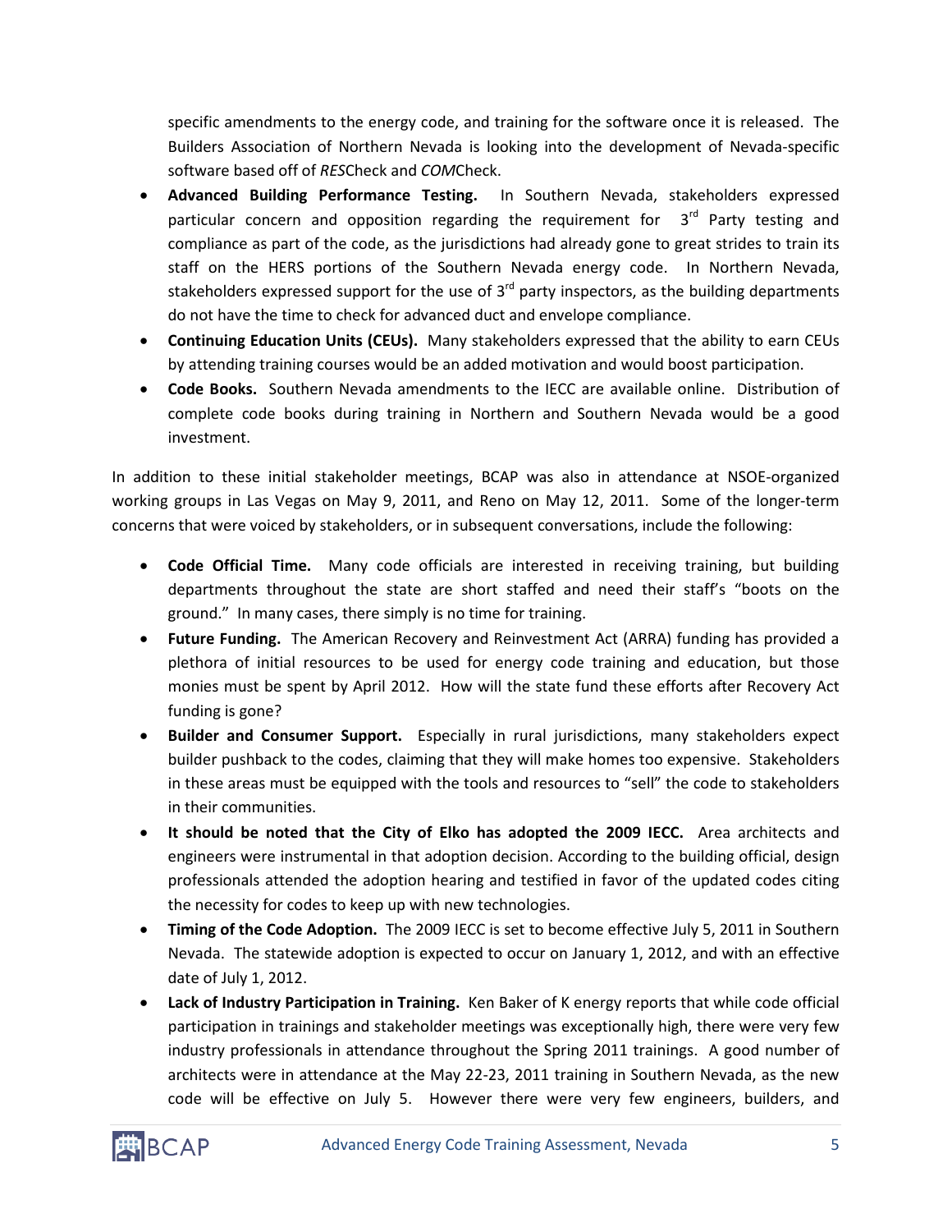specific amendments to the energy code, and training for the software once it is released. The Builders Association of Northern Nevada is looking into the development of Nevada-specific software based off of *RES*Check and *COM*Check.

- **Advanced Building Performance Testing.** In Southern Nevada, stakeholders expressed particular concern and opposition regarding the requirement for 3rd Party testing and compliance as part of the code, as the jurisdictions had already gone to great strides to train its staff on the HERS portions of the Southern Nevada energy code. In Northern Nevada, stakeholders expressed support for the use of 3rd party inspectors, as the building departments do not have the time to check for advanced duct and envelope compliance.
- **Continuing Education Units (CEUs).** Many stakeholders expressed that the ability to earn CEUs by attending training courses would be an added motivation and would boost participation.
- **Code Books.** Southern Nevada amendments to the IECC are available online. Distribution of complete code books during training in Northern and Southern Nevada would be a good investment.

In addition to these initial stakeholder meetings, BCAP was also in attendance at NSOE-organized working groups in Las Vegas on May 9, 2011, and Reno on May 12, 2011. Some of the longer-term concerns that were voiced by stakeholders, or in subsequent conversations, include the following:

- **Code Official Time.** Many code officials are interested in receiving training, but building departments throughout the state are short staffed and need their staff's "boots on the ground." In many cases, there simply is no time for training.
- **Future Funding.** The American Recovery and Reinvestment Act (ARRA) funding has provided a plethora of initial resources to be used for energy code training and education, but those monies must be spent by April 2012. How will the state fund these efforts after Recovery Act funding is gone?
- **Builder and Consumer Support.** Especially in rural jurisdictions, many stakeholders expect builder pushback to the codes, claiming that they will make homes too expensive. Stakeholders in these areas must be equipped with the tools and resources to "sell" the code to stakeholders in their communities.
- **It should be noted that the City of Elko has adopted the 2009 IECC.** Area architects and engineers were instrumental in that adoption decision. According to the building official, design professionals attended the adoption hearing and testified in favor of the updated codes citing the necessity for codes to keep up with new technologies.
- **Timing of the Code Adoption.** The 2009 IECC is set to become effective July 5, 2011 in Southern Nevada. The statewide adoption is expected to occur on January 1, 2012, and with an effective date of July 1, 2012.
- **Lack of Industry Participation in Training.** Ken Baker of K energy reports that while code official participation in trainings and stakeholder meetings was exceptionally high, there were very few industry professionals in attendance throughout the Spring 2011 trainings. A good number of architects were in attendance at the May 22-23, 2011 training in Southern Nevada, as the new code will be effective on July 5. However there were very few engineers, builders, and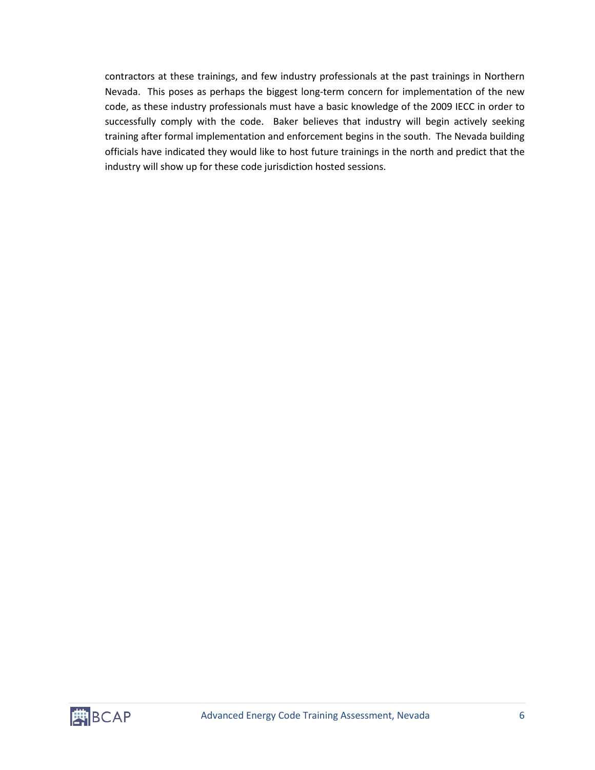contractors at these trainings, and few industry professionals at the past trainings in Northern Nevada. This poses as perhaps the biggest long-term concern for implementation of the new code, as these industry professionals must have a basic knowledge of the 2009 IECC in order to successfully comply with the code. Baker believes that industry will begin actively seeking training after formal implementation and enforcement begins in the south. The Nevada building officials have indicated they would like to host future trainings in the north and predict that the industry will show up for these code jurisdiction hosted sessions.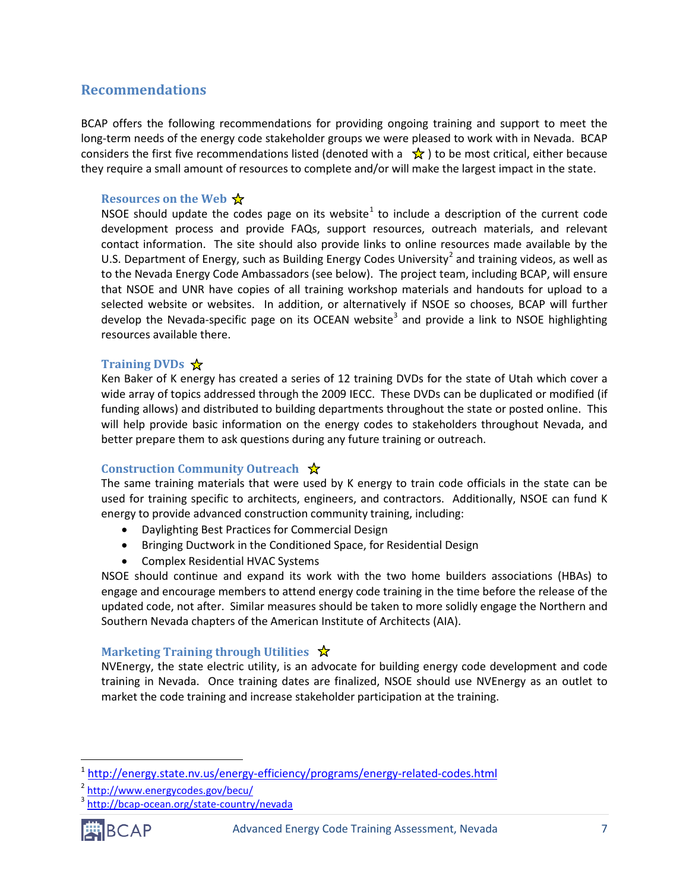## Recommendations

BCAP offers the following recommendations for providing ongoing training and support to meet the long-term needs of the energy code stakeholder groups we were pleased to work with in Nevada. BCAP considers the first five recommendations listed (denoted with a ☆ ) to be most critical, either because they require a small amount of resources to complete and/or will make the largest impact in the state.

### Resources on the Web ☆

NSOE should update the codes page on its website[1] to include a description of the current code development process and provide FAQs, support resources, outreach materials, and relevant contact information. The site should also provide links to online resources made available by the U.S. Department of Energy, such as Building Energy Codes University[2] and training videos, as well as to the Nevada Energy Code Ambassadors (see below). The project team, including BCAP, will ensure that NSOE and UNR have copies of all training workshop materials and handouts for upload to a selected website or websites. In addition, or alternatively if NSOE so chooses, BCAP will further develop the Nevada-specific page on its OCEAN website[3] and provide a link to NSOE highlighting resources available there.

### Training DVDs ☆

Ken Baker of K energy has created a series of 12 training DVDs for the state of Utah which cover a wide array of topics addressed through the 2009 IECC. These DVDs can be duplicated or modified (if funding allows) and distributed to building departments throughout the state or posted online. This will help provide basic information on the energy codes to stakeholders throughout Nevada, and better prepare them to ask questions during any future training or outreach.

### Construction Community Outreach ☆

The same training materials that were used by K energy to train code officials in the state can be used for training specific to architects, engineers, and contractors. Additionally, NSOE can fund K energy to provide advanced construction community training, including:

- Daylighting Best Practices for Commercial Design
- Bringing Ductwork in the Conditioned Space, for Residential Design
- Complex Residential HVAC Systems

NSOE should continue and expand its work with the two home builders associations (HBAs) to engage and encourage members to attend energy code training in the time before the release of the updated code, not after. Similar measures should be taken to more solidly engage the Northern and Southern Nevada chapters of the American Institute of Architects (AIA).

### Marketing Training through Utilities ☆

NVEnergy, the state electric utility, is an advocate for building energy code development and code training in Nevada. Once training dates are finalized, NSOE should use NVEnergy as an outlet to market the code training and increase stakeholder participation at the training.

---

[1] http://energy.state.nv.us/energy-efficiency/programs/energy-related-codes.html

[2] http://www.energycodes.gov/becu/

[3] http://bcap-ocean.org/state-country/nevada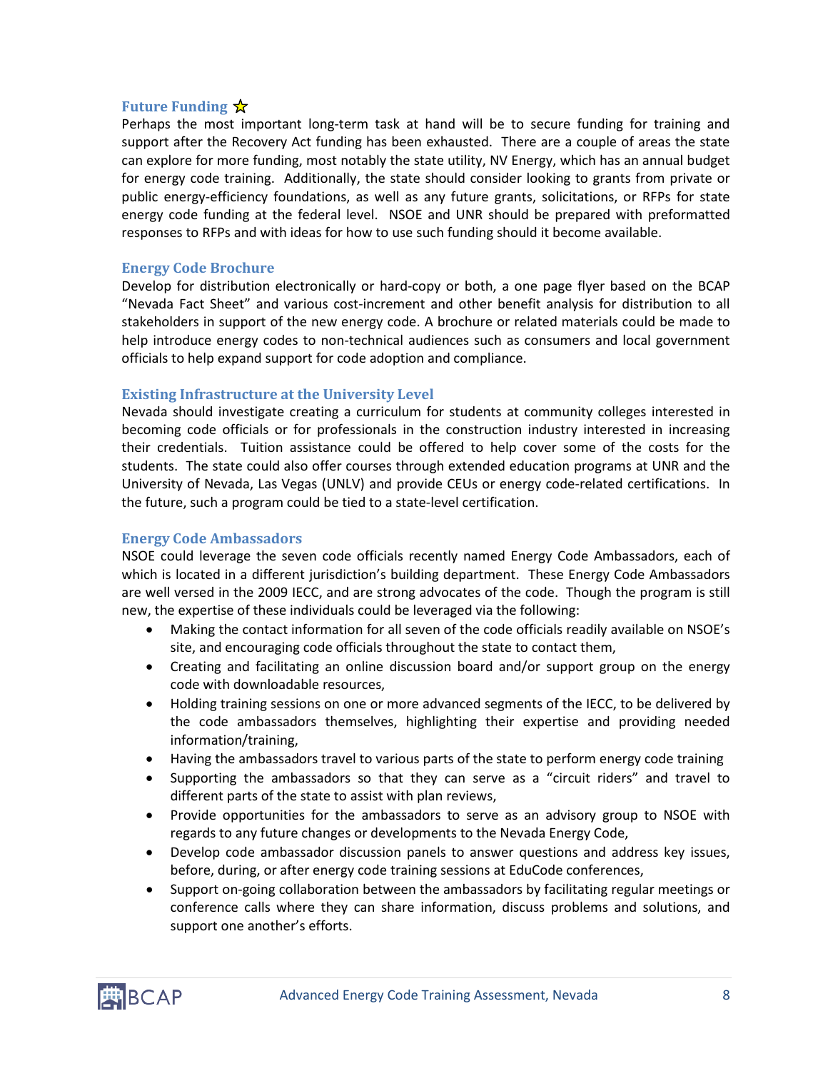### Future Funding ☆

Perhaps the most important long-term task at hand will be to secure funding for training and support after the Recovery Act funding has been exhausted. There are a couple of areas the state can explore for more funding, most notably the state utility, NV Energy, which has an annual budget for energy code training. Additionally, the state should consider looking to grants from private or public energy-efficiency foundations, as well as any future grants, solicitations, or RFPs for state energy code funding at the federal level. NSOE and UNR should be prepared with preformatted responses to RFPs and with ideas for how to use such funding should it become available.

### Energy Code Brochure

Develop for distribution electronically or hard-copy or both, a one page flyer based on the BCAP "Nevada Fact Sheet" and various cost-increment and other benefit analysis for distribution to all stakeholders in support of the new energy code. A brochure or related materials could be made to help introduce energy codes to non-technical audiences such as consumers and local government officials to help expand support for code adoption and compliance.

### Existing Infrastructure at the University Level

Nevada should investigate creating a curriculum for students at community colleges interested in becoming code officials or for professionals in the construction industry interested in increasing their credentials. Tuition assistance could be offered to help cover some of the costs for the students. The state could also offer courses through extended education programs at UNR and the University of Nevada, Las Vegas (UNLV) and provide CEUs or energy code-related certifications. In the future, such a program could be tied to a state-level certification.

### Energy Code Ambassadors

NSOE could leverage the seven code officials recently named Energy Code Ambassadors, each of which is located in a different jurisdiction's building department. These Energy Code Ambassadors are well versed in the 2009 IECC, and are strong advocates of the code. Though the program is still new, the expertise of these individuals could be leveraged via the following:

- Making the contact information for all seven of the code officials readily available on NSOE's site, and encouraging code officials throughout the state to contact them,
- Creating and facilitating an online discussion board and/or support group on the energy code with downloadable resources,
- Holding training sessions on one or more advanced segments of the IECC, to be delivered by the code ambassadors themselves, highlighting their expertise and providing needed information/training,
- Having the ambassadors travel to various parts of the state to perform energy code training
- Supporting the ambassadors so that they can serve as a "circuit riders" and travel to different parts of the state to assist with plan reviews,
- Provide opportunities for the ambassadors to serve as an advisory group to NSOE with regards to any future changes or developments to the Nevada Energy Code,
- Develop code ambassador discussion panels to answer questions and address key issues, before, during, or after energy code training sessions at EduCode conferences,
- Support on-going collaboration between the ambassadors by facilitating regular meetings or conference calls where they can share information, discuss problems and solutions, and support one another's efforts.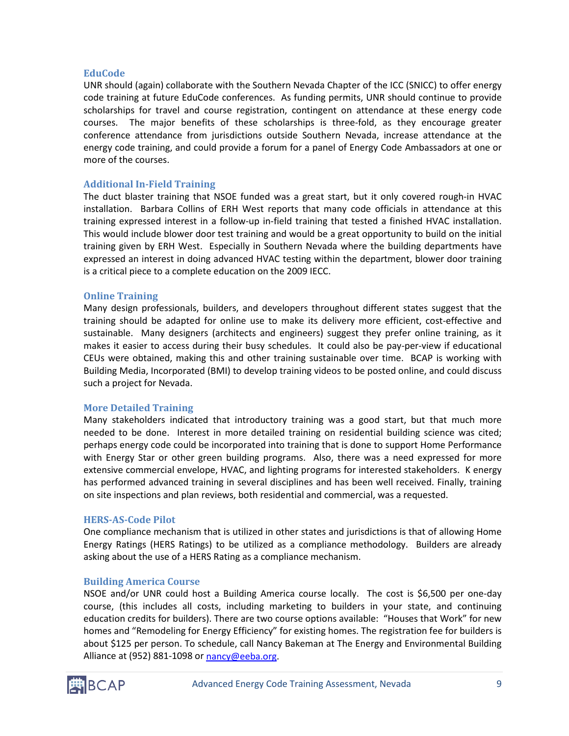### EduCode

UNR should (again) collaborate with the Southern Nevada Chapter of the ICC (SNICC) to offer energy code training at future EduCode conferences. As funding permits, UNR should continue to provide scholarships for travel and course registration, contingent on attendance at these energy code courses. The major benefits of these scholarships is three-fold, as they encourage greater conference attendance from jurisdictions outside Southern Nevada, increase attendance at the energy code training, and could provide a forum for a panel of Energy Code Ambassadors at one or more of the courses.

### Additional In-Field Training

The duct blaster training that NSOE funded was a great start, but it only covered rough-in HVAC installation. Barbara Collins of ERH West reports that many code officials in attendance at this training expressed interest in a follow-up in-field training that tested a finished HVAC installation. This would include blower door test training and would be a great opportunity to build on the initial training given by ERH West. Especially in Southern Nevada where the building departments have expressed an interest in doing advanced HVAC testing within the department, blower door training is a critical piece to a complete education on the 2009 IECC.

### Online Training

Many design professionals, builders, and developers throughout different states suggest that the training should be adapted for online use to make its delivery more efficient, cost-effective and sustainable. Many designers (architects and engineers) suggest they prefer online training, as it makes it easier to access during their busy schedules. It could also be pay-per-view if educational CEUs were obtained, making this and other training sustainable over time. BCAP is working with Building Media, Incorporated (BMI) to develop training videos to be posted online, and could discuss such a project for Nevada.

### More Detailed Training

Many stakeholders indicated that introductory training was a good start, but that much more needed to be done. Interest in more detailed training on residential building science was cited; perhaps energy code could be incorporated into training that is done to support Home Performance with Energy Star or other green building programs. Also, there was a need expressed for more extensive commercial envelope, HVAC, and lighting programs for interested stakeholders. K energy has performed advanced training in several disciplines and has been well received. Finally, training on site inspections and plan reviews, both residential and commercial, was a requested.

### HERS-AS-Code Pilot

One compliance mechanism that is utilized in other states and jurisdictions is that of allowing Home Energy Ratings (HERS Ratings) to be utilized as a compliance methodology. Builders are already asking about the use of a HERS Rating as a compliance mechanism.

### Building America Course

NSOE and/or UNR could host a Building America course locally. The cost is $6,500 per one-day course, (this includes all costs, including marketing to builders in your state, and continuing education credits for builders). There are two course options available: “Houses that Work” for new homes and “Remodeling for Energy Efficiency” for existing homes. The registration fee for builders is about $125 per person. To schedule, call Nancy Bakeman at The Energy and Environmental Building Alliance at (952) 881-1098 or nancy@eeba.org.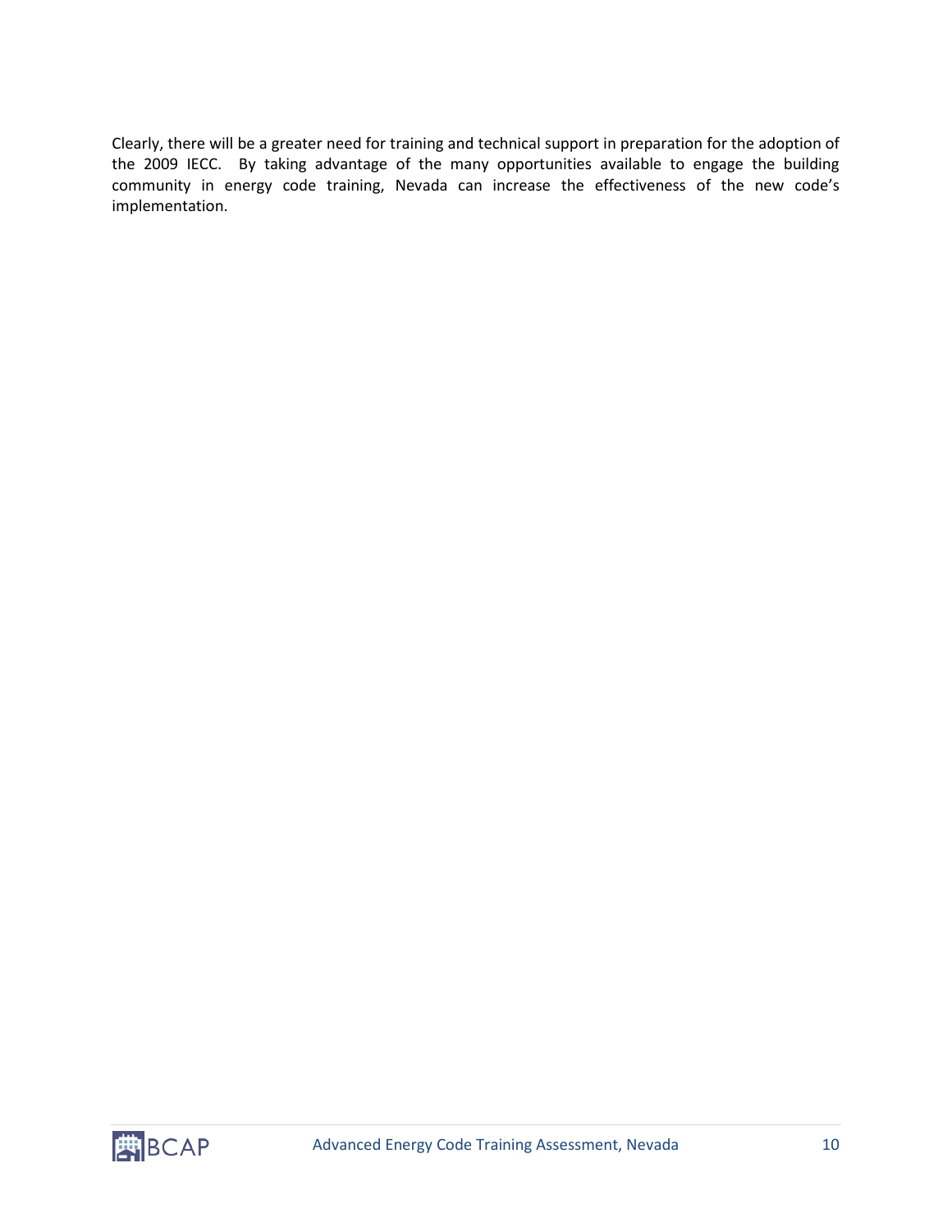Clearly, there will be a greater need for training and technical support in preparation for the adoption of the 2009 IECC. By taking advantage of the many opportunities available to engage the building community in energy code training, Nevada can increase the effectiveness of the new code's implementation.